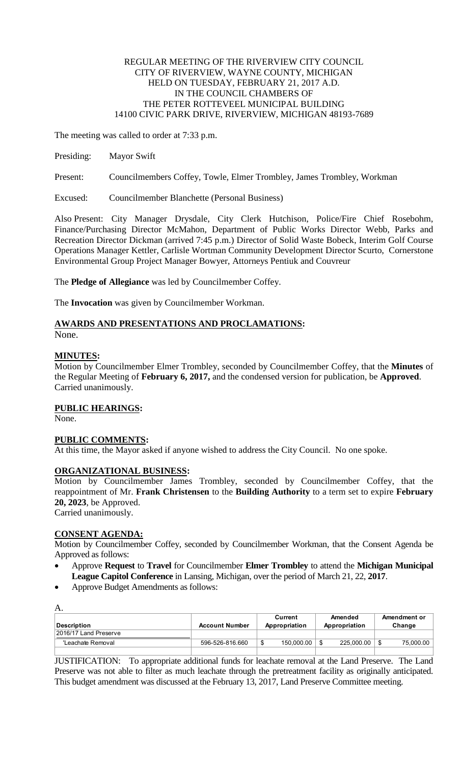REGULAR MEETING OF THE RIVERVIEW CITY COUNCIL
CITY OF RIVERVIEW, WAYNE COUNTY, MICHIGAN
HELD ON TUESDAY, FEBRUARY 21, 2017 A.D.
IN THE COUNCIL CHAMBERS OF
THE PETER ROTTEVEEL MUNICIPAL BUILDING
14100 CIVIC PARK DRIVE, RIVERVIEW, MICHIGAN 48193-7689

The meeting was called to order at 7:33 p.m.

Presiding: Mayor Swift

Present: Councilmembers Coffey, Towle, Elmer Trombley, James Trombley, Workman

Excused: Councilmember Blanchette (Personal Business)

Also Present: City Manager Drysdale, City Clerk Hutchison, Police/Fire Chief Rosebohm, Finance/Purchasing Director McMahon, Department of Public Works Director Webb, Parks and Recreation Director Dickman (arrived 7:45 p.m.) Director of Solid Waste Bobeck, Interim Golf Course Operations Manager Kettler, Carlisle Wortman Community Development Director Scurto, Cornerstone Environmental Group Project Manager Bowyer, Attorneys Pentiuk and Couvreur

The **Pledge of Allegiance** was led by Councilmember Coffey.

The **Invocation** was given by Councilmember Workman.

## AWARDS AND PRESENTATIONS AND PROCLAMATIONS:

None.

## MINUTES:

Motion by Councilmember Elmer Trombley, seconded by Councilmember Coffey, that the **Minutes** of the Regular Meeting of **February 6, 2017,** and the condensed version for publication, be **Approved**.
Carried unanimously.

## PUBLIC HEARINGS:

None.

## PUBLIC COMMENTS:

At this time, the Mayor asked if anyone wished to address the City Council. No one spoke.

## ORGANIZATIONAL BUSINESS:

Motion by Councilmember James Trombley, seconded by Councilmember Coffey, that the reappointment of Mr. **Frank Christensen** to the **Building Authority** to a term set to expire **February 20, 2023**, be Approved.
Carried unanimously.

## CONSENT AGENDA:

Motion by Councilmember Coffey, seconded by Councilmember Workman, that the Consent Agenda be Approved as follows:

- Approve **Request** to **Travel** for Councilmember **Elmer Trombley** to attend the **Michigan Municipal League Capitol Conference** in Lansing, Michigan, over the period of March 21, 22, **2017**.
- Approve Budget Amendments as follows:

A.

| Description | Account Number | Current Appropriation | Amended Appropriation | Amendment or Change |
|---|---|---|---|---|
| 2016/17 Land Preserve | | | | |
| 'Leachate Removal | 596-526-816.660 | $ 150,000.00 | $ 225,000.00 | $ 75,000.00 |

JUSTIFICATION: To appropriate additional funds for leachate removal at the Land Preserve. The Land Preserve was not able to filter as much leachate through the pretreatment facility as originally anticipated. This budget amendment was discussed at the February 13, 2017, Land Preserve Committee meeting.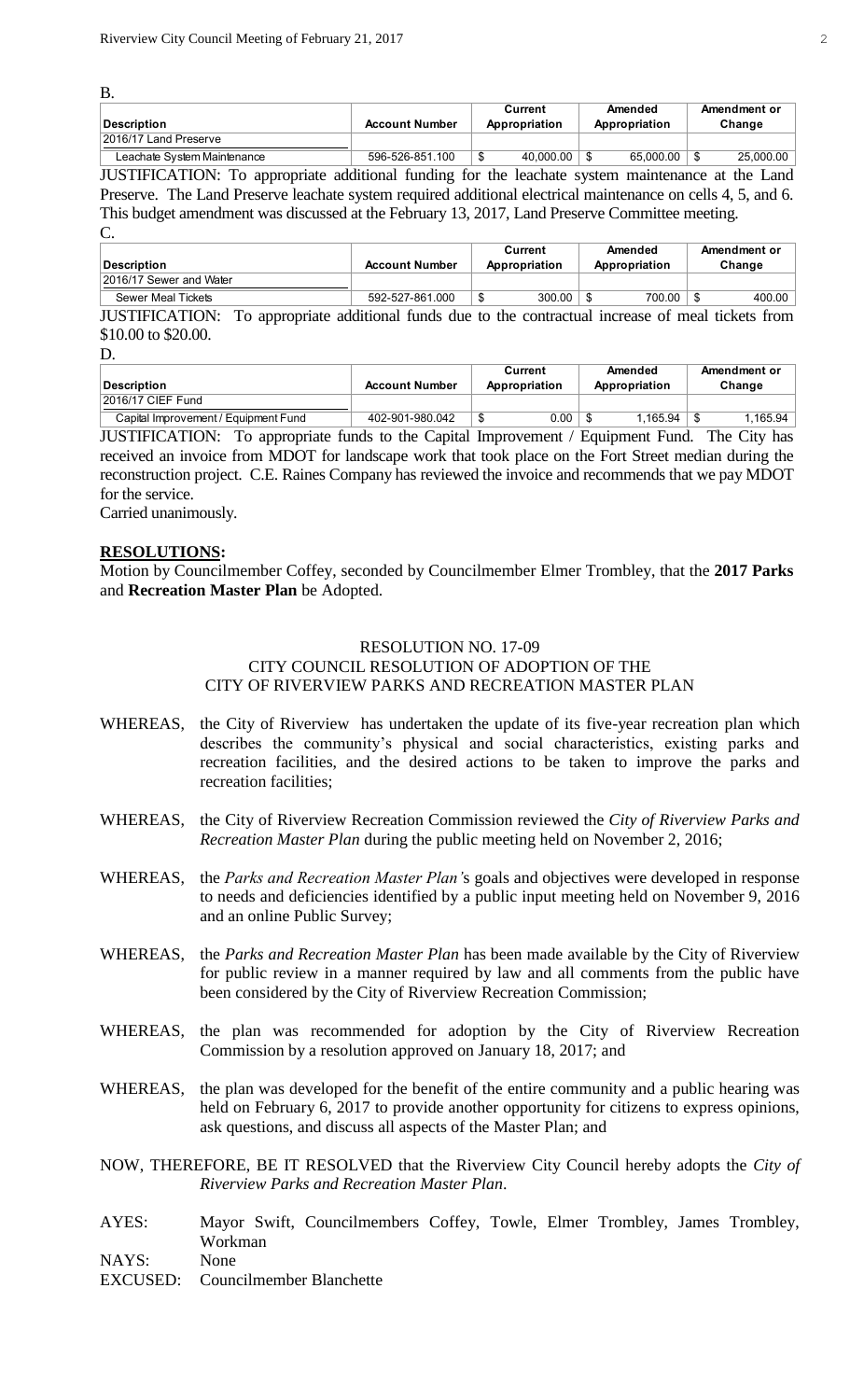B.

| Description | Account Number | Current Appropriation | Amended Appropriation | Amendment or Change |
|---|---|---|---|---|
| 2016/17 Land Preserve | | | | |
| Leachate System Maintenance | 596-526-851.100 | $ 40,000.00 | $ 65,000.00 | $ 25,000.00 |

JUSTIFICATION: To appropriate additional funding for the leachate system maintenance at the Land Preserve. The Land Preserve leachate system required additional electrical maintenance on cells 4, 5, and 6. This budget amendment was discussed at the February 13, 2017, Land Preserve Committee meeting.

C.

| Description | Account Number | Current Appropriation | Amended Appropriation | Amendment or Change |
|---|---|---|---|---|
| 2016/17 Sewer and Water | | | | |
| Sewer Meal Tickets | 592-527-861.000 | $ 300.00 | $ 700.00 | $ 400.00 |

JUSTIFICATION: To appropriate additional funds due to the contractual increase of meal tickets from $10.00 to $20.00.

D.

| Description | Account Number | Current Appropriation | Amended Appropriation | Amendment or Change |
|---|---|---|---|---|
| 2016/17 CIEF Fund | | | | |
| Capital Improvement / Equipment Fund | 402-901-980.042 | $ 0.00 | $ 1,165.94 | $ 1,165.94 |

JUSTIFICATION: To appropriate funds to the Capital Improvement / Equipment Fund. The City has received an invoice from MDOT for landscape work that took place on the Fort Street median during the reconstruction project. C.E. Raines Company has reviewed the invoice and recommends that we pay MDOT for the service.

Carried unanimously.

**RESOLUTIONS:**

Motion by Councilmember Coffey, seconded by Councilmember Elmer Trombley, that the **2017 Parks** and **Recreation Master Plan** be Adopted.

RESOLUTION NO. 17-09
CITY COUNCIL RESOLUTION OF ADOPTION OF THE
CITY OF RIVERVIEW PARKS AND RECREATION MASTER PLAN

WHEREAS, the City of Riverview has undertaken the update of its five-year recreation plan which describes the community's physical and social characteristics, existing parks and recreation facilities, and the desired actions to be taken to improve the parks and recreation facilities;

WHEREAS, the City of Riverview Recreation Commission reviewed the *City of Riverview Parks and Recreation Master Plan* during the public meeting held on November 2, 2016;

WHEREAS, the *Parks and Recreation Master Plan'*s goals and objectives were developed in response to needs and deficiencies identified by a public input meeting held on November 9, 2016 and an online Public Survey;

WHEREAS, the *Parks and Recreation Master Plan* has been made available by the City of Riverview for public review in a manner required by law and all comments from the public have been considered by the City of Riverview Recreation Commission;

WHEREAS, the plan was recommended for adoption by the City of Riverview Recreation Commission by a resolution approved on January 18, 2017; and

WHEREAS, the plan was developed for the benefit of the entire community and a public hearing was held on February 6, 2017 to provide another opportunity for citizens to express opinions, ask questions, and discuss all aspects of the Master Plan; and

NOW, THEREFORE, BE IT RESOLVED that the Riverview City Council hereby adopts the *City of Riverview Parks and Recreation Master Plan*.

AYES: Mayor Swift, Councilmembers Coffey, Towle, Elmer Trombley, James Trombley, Workman

NAYS: None

EXCUSED: Councilmember Blanchette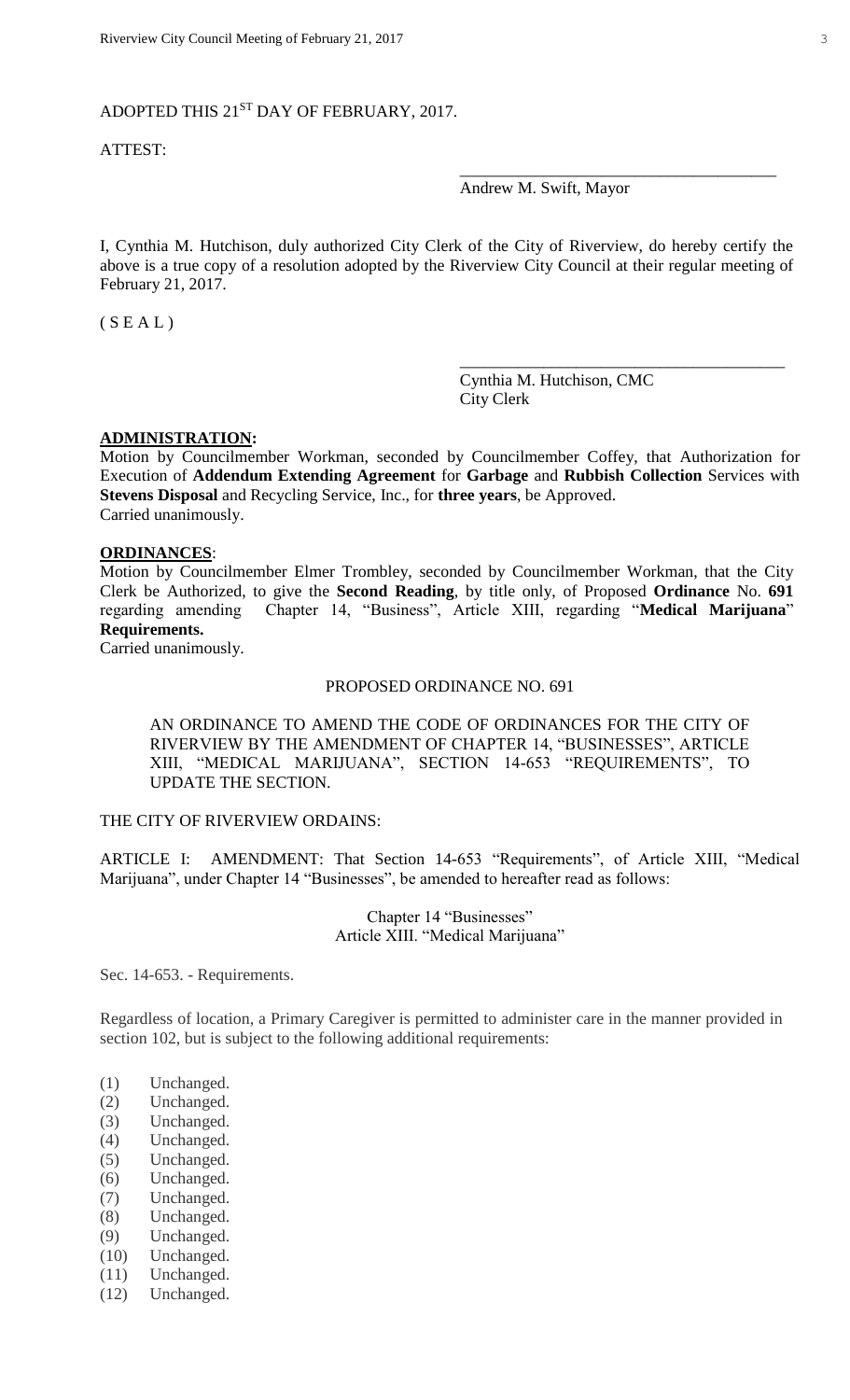ADOPTED THIS 21ST DAY OF FEBRUARY, 2017.

ATTEST:

\_\_\_\_\_\_\_\_\_\_\_\_\_\_\_\_\_\_\_\_\_\_\_\_\_\_\_\_\_\_\_\_\_\_\_\_\_\_
Andrew M. Swift, Mayor

I, Cynthia M. Hutchison, duly authorized City Clerk of the City of Riverview, do hereby certify the above is a true copy of a resolution adopted by the Riverview City Council at their regular meeting of February 21, 2017.

( S E A L )

\_\_\_\_\_\_\_\_\_\_\_\_\_\_\_\_\_\_\_\_\_\_\_\_\_\_\_\_\_\_\_\_\_\_\_\_\_\_
Cynthia M. Hutchison, CMC
City Clerk

**ADMINISTRATION:**

Motion by Councilmember Workman, seconded by Councilmember Coffey, that Authorization for Execution of **Addendum Extending Agreement** for **Garbage** and **Rubbish Collection** Services with **Stevens Disposal** and Recycling Service, Inc., for **three years**, be Approved.
Carried unanimously.

**ORDINANCES**:

Motion by Councilmember Elmer Trombley, seconded by Councilmember Workman, that the City Clerk be Authorized, to give the **Second Reading**, by title only, of Proposed **Ordinance** No. **691** regarding amending Chapter 14, "Business", Article XIII, regarding "**Medical Marijuana**" **Requirements.**
Carried unanimously.

PROPOSED ORDINANCE NO. 691

AN ORDINANCE TO AMEND THE CODE OF ORDINANCES FOR THE CITY OF RIVERVIEW BY THE AMENDMENT OF CHAPTER 14, "BUSINESSES", ARTICLE XIII, "MEDICAL MARIJUANA", SECTION 14-653 "REQUIREMENTS", TO UPDATE THE SECTION.

THE CITY OF RIVERVIEW ORDAINS:

ARTICLE I: AMENDMENT: That Section 14-653 "Requirements", of Article XIII, "Medical Marijuana", under Chapter 14 "Businesses", be amended to hereafter read as follows:

Chapter 14 "Businesses"
Article XIII. "Medical Marijuana"

Sec. 14-653. - Requirements.

Regardless of location, a Primary Caregiver is permitted to administer care in the manner provided in section 102, but is subject to the following additional requirements:

(1) Unchanged.
(2) Unchanged.
(3) Unchanged.
(4) Unchanged.
(5) Unchanged.
(6) Unchanged.
(7) Unchanged.
(8) Unchanged.
(9) Unchanged.
(10) Unchanged.
(11) Unchanged.
(12) Unchanged.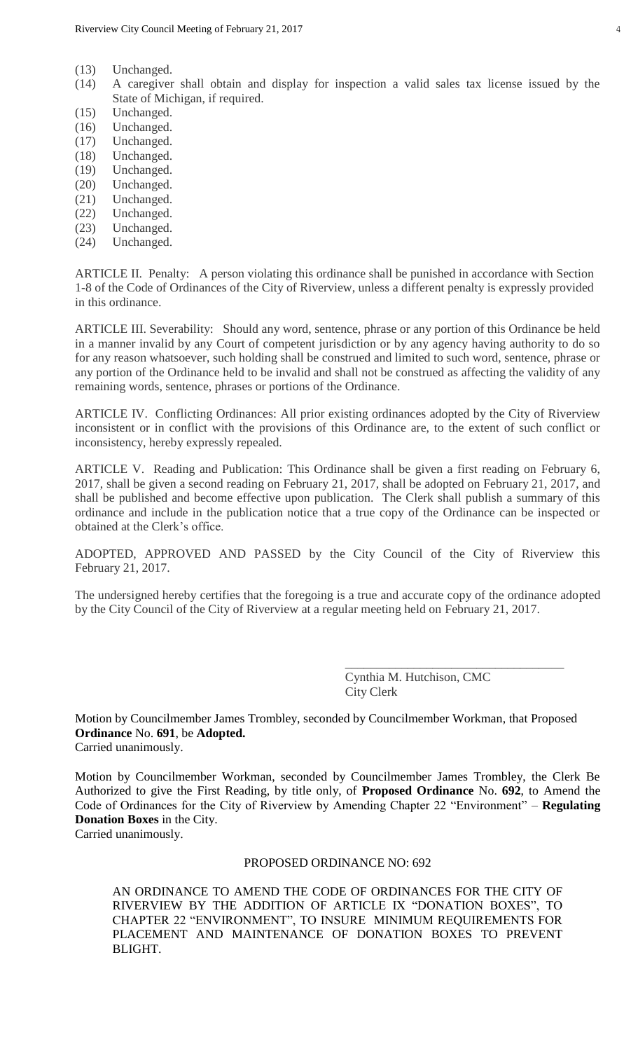(13) Unchanged.
(14) A caregiver shall obtain and display for inspection a valid sales tax license issued by the State of Michigan, if required.
(15) Unchanged.
(16) Unchanged.
(17) Unchanged.
(18) Unchanged.
(19) Unchanged.
(20) Unchanged.
(21) Unchanged.
(22) Unchanged.
(23) Unchanged.
(24) Unchanged.

ARTICLE II. Penalty: A person violating this ordinance shall be punished in accordance with Section 1-8 of the Code of Ordinances of the City of Riverview, unless a different penalty is expressly provided in this ordinance.

ARTICLE III. Severability: Should any word, sentence, phrase or any portion of this Ordinance be held in a manner invalid by any Court of competent jurisdiction or by any agency having authority to do so for any reason whatsoever, such holding shall be construed and limited to such word, sentence, phrase or any portion of the Ordinance held to be invalid and shall not be construed as affecting the validity of any remaining words, sentence, phrases or portions of the Ordinance.

ARTICLE IV. Conflicting Ordinances: All prior existing ordinances adopted by the City of Riverview inconsistent or in conflict with the provisions of this Ordinance are, to the extent of such conflict or inconsistency, hereby expressly repealed.

ARTICLE V. Reading and Publication: This Ordinance shall be given a first reading on February 6, 2017, shall be given a second reading on February 21, 2017, shall be adopted on February 21, 2017, and shall be published and become effective upon publication. The Clerk shall publish a summary of this ordinance and include in the publication notice that a true copy of the Ordinance can be inspected or obtained at the Clerk's office.

ADOPTED, APPROVED AND PASSED by the City Council of the City of Riverview this February 21, 2017.

The undersigned hereby certifies that the foregoing is a true and accurate copy of the ordinance adopted by the City Council of the City of Riverview at a regular meeting held on February 21, 2017.

\_\_\_\_\_\_\_\_\_\_\_\_\_\_\_\_\_\_\_\_\_\_\_\_\_\_\_\_\_\_\_\_\_\_\_\_
Cynthia M. Hutchison, CMC
City Clerk

Motion by Councilmember James Trombley, seconded by Councilmember Workman, that Proposed **Ordinance** No. **691**, be **Adopted.**
Carried unanimously.

Motion by Councilmember Workman, seconded by Councilmember James Trombley, the Clerk Be Authorized to give the First Reading, by title only, of **Proposed Ordinance** No. **692**, to Amend the Code of Ordinances for the City of Riverview by Amending Chapter 22 "Environment" – **Regulating Donation Boxes** in the City.
Carried unanimously.

PROPOSED ORDINANCE NO: 692

AN ORDINANCE TO AMEND THE CODE OF ORDINANCES FOR THE CITY OF RIVERVIEW BY THE ADDITION OF ARTICLE IX "DONATION BOXES", TO CHAPTER 22 "ENVIRONMENT", TO INSURE MINIMUM REQUIREMENTS FOR PLACEMENT AND MAINTENANCE OF DONATION BOXES TO PREVENT BLIGHT.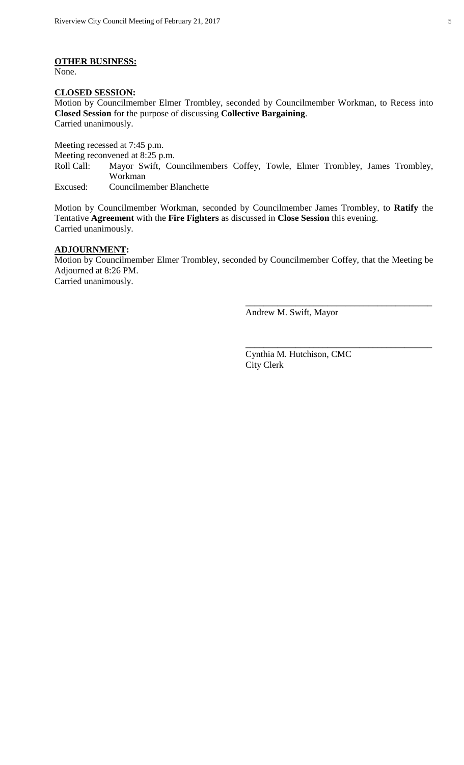**OTHER BUSINESS:**
None.

**CLOSED SESSION:**
Motion by Councilmember Elmer Trombley, seconded by Councilmember Workman, to Recess into **Closed Session** for the purpose of discussing **Collective Bargaining**.
Carried unanimously.

Meeting recessed at 7:45 p.m.
Meeting reconvened at 8:25 p.m.
Roll Call: Mayor Swift, Councilmembers Coffey, Towle, Elmer Trombley, James Trombley, Workman
Excused: Councilmember Blanchette

Motion by Councilmember Workman, seconded by Councilmember James Trombley, to **Ratify** the Tentative **Agreement** with the **Fire Fighters** as discussed in **Close Session** this evening.
Carried unanimously.

**ADJOURNMENT:**
Motion by Councilmember Elmer Trombley, seconded by Councilmember Coffey, that the Meeting be Adjourned at 8:26 PM.
Carried unanimously.

\_\_\_\_\_\_\_\_\_\_\_\_\_\_\_\_\_\_\_\_\_\_\_\_\_\_\_\_\_\_\_\_\_\_\_\_\_\_\_\_
Andrew M. Swift, Mayor

\_\_\_\_\_\_\_\_\_\_\_\_\_\_\_\_\_\_\_\_\_\_\_\_\_\_\_\_\_\_\_\_\_\_\_\_\_\_\_\_
Cynthia M. Hutchison, CMC
City Clerk